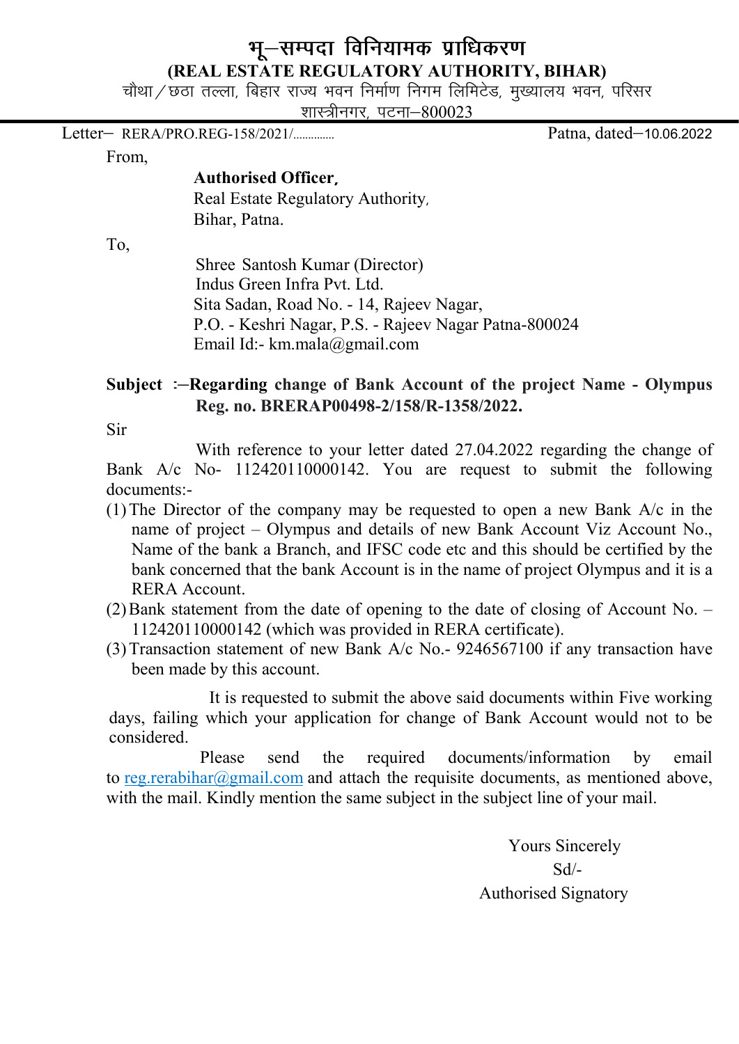# भू–सम्पदा विनियामक प्राधिकरण

**(REAL ESTATE REGULATORY AUTHORITY, BIHAR)**

चौथा / छठा तल्ला, बिहार राज्य भवन निर्माण निगम लिमिटेड, मुख्यालय भवन, परिसर शास्त्रीनगर, पटना–800023

Letter– RERA/PRO.REG-158/2021/............. Patna, dated–10.06.2022

From,

**Authorised Officer,**
Real Estate Regulatory Authority,
Bihar, Patna.

To,

Shree Santosh Kumar (Director)
Indus Green Infra Pvt. Ltd.
Sita Sadan, Road No. - 14, Rajeev Nagar,
P.O. - Keshri Nagar, P.S. - Rajeev Nagar Patna-800024
Email Id:- km.mala@gmail.com

**Subject :–Regarding change of Bank Account of the project Name - Olympus Reg. no. BRERAP00498-2/158/R-1358/2022.**

Sir

With reference to your letter dated 27.04.2022 regarding the change of Bank A/c No- 112420110000142. You are request to submit the following documents:-

(1) The Director of the company may be requested to open a new Bank A/c in the name of project – Olympus and details of new Bank Account Viz Account No., Name of the bank a Branch, and IFSC code etc and this should be certified by the bank concerned that the bank Account is in the name of project Olympus and it is a RERA Account.

(2) Bank statement from the date of opening to the date of closing of Account No. – 112420110000142 (which was provided in RERA certificate).

(3) Transaction statement of new Bank A/c No.- 9246567100 if any transaction have been made by this account.

It is requested to submit the above said documents within Five working days, failing which your application for change of Bank Account would not to be considered.

Please send the required documents/information by email to reg.rerabihar@gmail.com and attach the requisite documents, as mentioned above, with the mail. Kindly mention the same subject in the subject line of your mail.

Yours Sincerely
Sd/-
Authorised Signatory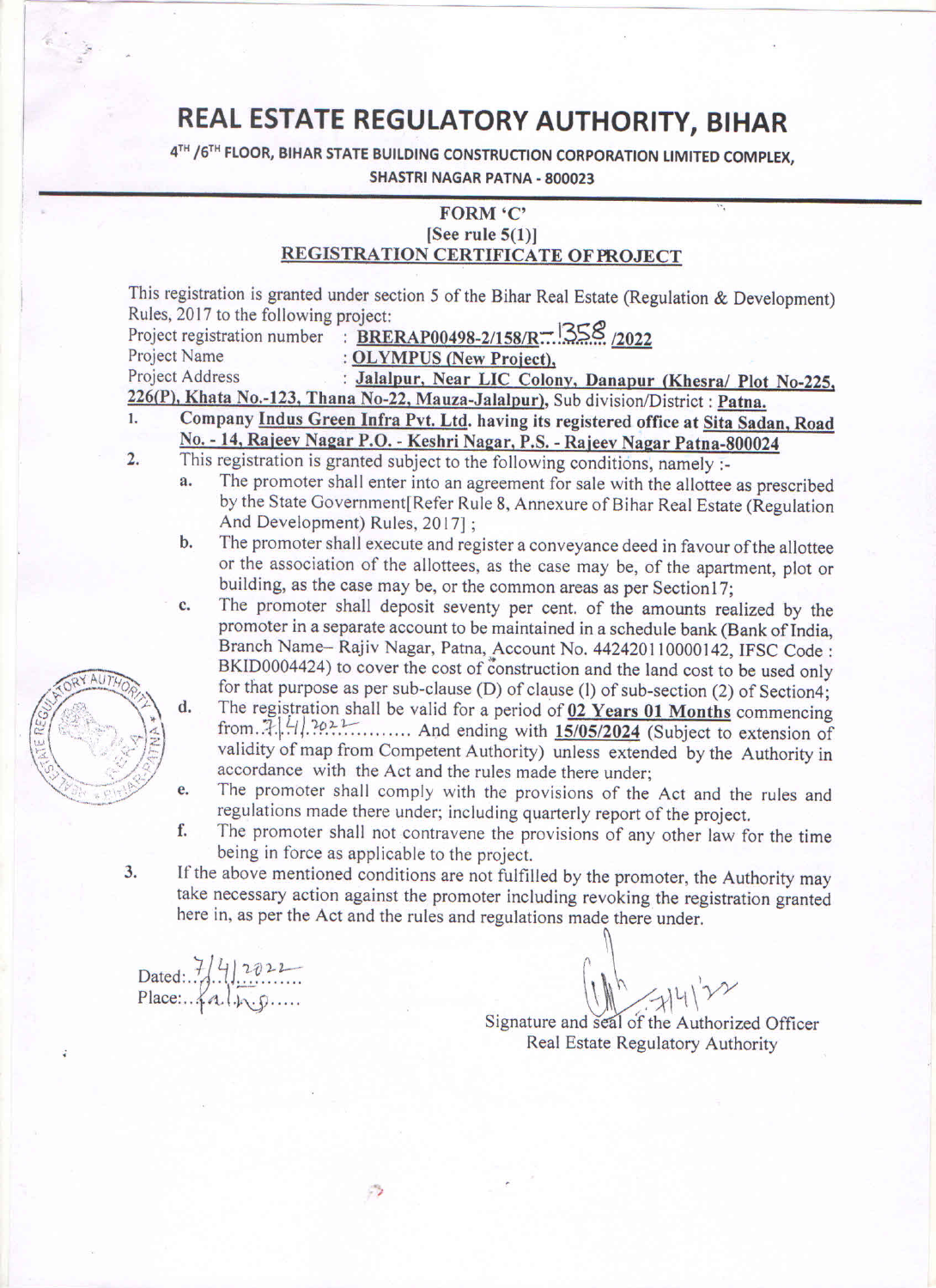# REAL ESTATE REGULATORY AUTHORITY, BIHAR

4TH /6TH FLOOR, BIHAR STATE BUILDING CONSTRUCTION CORPORATION LIMITED COMPLEX, SHASTRI NAGAR PATNA - 800023

## FORM 'C'
### [See rule 5(1)]
### REGISTRATION CERTIFICATE OF PROJECT

This registration is granted under section 5 of the Bihar Real Estate (Regulation & Development) Rules, 2017 to the following project:

Project registration number : **BRERAP00498-2/158/R-1358/2022**
Project Name : **OLYMPUS (New Project),**
Project Address : **Jalalpur, Near LIC Colony, Danapur (Khesra/ Plot No-225, 226(P), Khata No.-123, Thana No-22, Mauza-Jalalpur)**, Sub division/District : **Patna.**

1. **Company Indus Green Infra Pvt. Ltd. having its registered office at Sita Sadan, Road No. - 14, Rajeev Nagar P.O. - Keshri Nagar, P.S. - Rajeev Nagar Patna-800024**
2. This registration is granted subject to the following conditions, namely :-
   a. The promoter shall enter into an agreement for sale with the allottee as prescribed by the State Government[Refer Rule 8, Annexure of Bihar Real Estate (Regulation And Development) Rules, 2017] ;
   b. The promoter shall execute and register a conveyance deed in favour of the allottee or the association of the allottees, as the case may be, of the apartment, plot or building, as the case may be, or the common areas as per Section17;
   c. The promoter shall deposit seventy per cent. of the amounts realized by the promoter in a separate account to be maintained in a schedule bank (Bank of India, Branch Name– Rajiv Nagar, Patna, Account No. 442420110000142, IFSC Code : BKID0004424) to cover the cost of construction and the land cost to be used only for that purpose as per sub-clause (D) of clause (l) of sub-section (2) of Section4;
   d. The registration shall be valid for a period of **02 Years 01 Months** commencing from 7/4/2022 And ending with **15/05/2024** (Subject to extension of validity of map from Competent Authority) unless extended by the Authority in accordance with the Act and the rules made there under;
   e. The promoter shall comply with the provisions of the Act and the rules and regulations made there under; including quarterly report of the project.
   f. The promoter shall not contravene the provisions of any other law for the time being in force as applicable to the project.
3. If the above mentioned conditions are not fulfilled by the promoter, the Authority may take necessary action against the promoter including revoking the registration granted here in, as per the Act and the rules and regulations made there under.

Dated: 7/4/2022
Place: Patna

7/4/22

Signature and seal of the Authorized Officer
Real Estate Regulatory Authority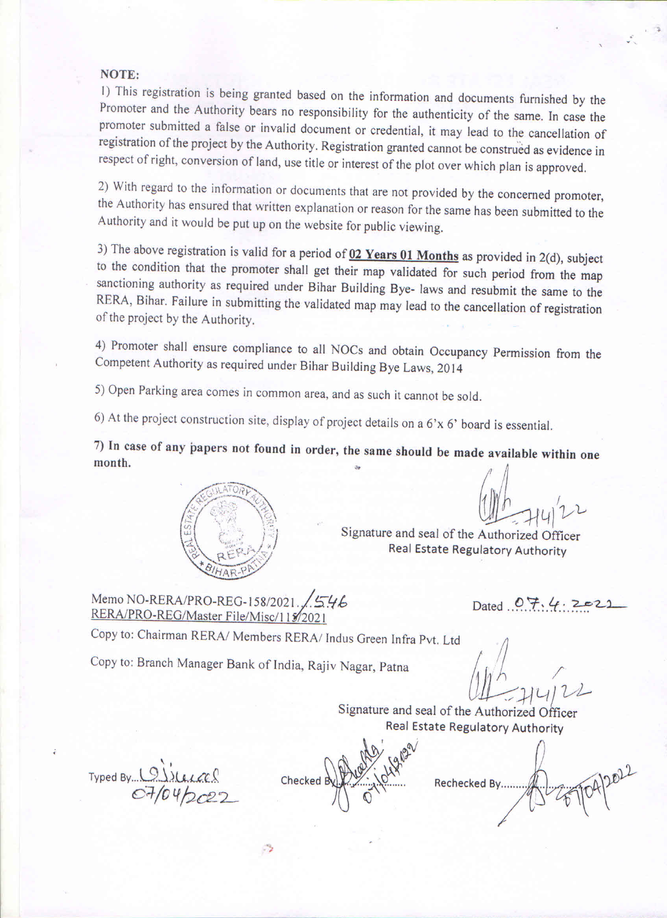**NOTE:**

1) This registration is being granted based on the information and documents furnished by the Promoter and the Authority bears no responsibility for the authenticity of the same. In case the promoter submitted a false or invalid document or credential, it may lead to the cancellation of registration of the project by the Authority. Registration granted cannot be construed as evidence in respect of right, conversion of land, use title or interest of the plot over which plan is approved.

2) With regard to the information or documents that are not provided by the concerned promoter, the Authority has ensured that written explanation or reason for the same has been submitted to the Authority and it would be put up on the website for public viewing.

3) The above registration is valid for a period of **02 Years 01 Months** as provided in 2(d), subject to the condition that the promoter shall get their map validated for such period from the map sanctioning authority as required under Bihar Building Bye- laws and resubmit the same to the RERA, Bihar. Failure in submitting the validated map may lead to the cancellation of registration of the project by the Authority.

4) Promoter shall ensure compliance to all NOCs and obtain Occupancy Permission from the Competent Authority as required under Bihar Building Bye Laws, 2014

5) Open Parking area comes in common area, and as such it cannot be sold.

6) At the project construction site, display of project details on a 6'x 6' board is essential.

**7) In case of any papers not found in order, the same should be made available within one month.**

7/4/22

Signature and seal of the Authorized Officer
Real Estate Regulatory Authority

Memo NO-RERA/PRO-REG-158/2021../546
RERA/PRO-REG/Master File/Misc/115/2021

Dated 07.4.2022

Copy to: Chairman RERA/ Members RERA/ Indus Green Infra Pvt. Ltd

Copy to: Branch Manager Bank of India, Rajiv Nagar, Patna

7/4/22

Signature and seal of the Authorized Officer
Real Estate Regulatory Authority

Typed By... 07/04/2022

Checked By... 07/04/2022

Rechecked By... 07/04/2022